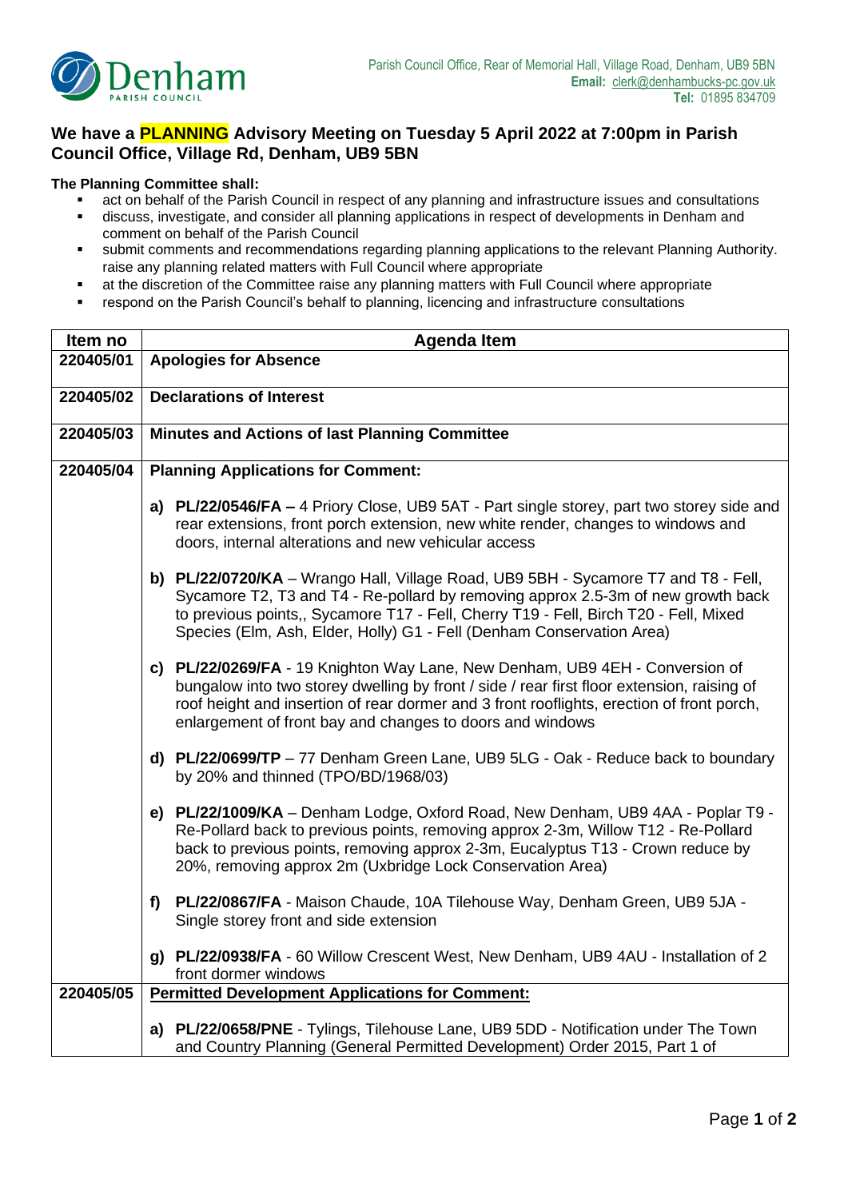Parish Council Office, Rear of Memorial Hall, Village Road, Denham, UB9 5BN
**Email:** clerk@denhambucks-pc.gov.uk
**Tel:** 01895 834709

## We have a PLANNING Advisory Meeting on Tuesday 5 April 2022 at 7:00pm in Parish Council Office, Village Rd, Denham, UB9 5BN

**The Planning Committee shall:**

- act on behalf of the Parish Council in respect of any planning and infrastructure issues and consultations
- discuss, investigate, and consider all planning applications in respect of developments in Denham and comment on behalf of the Parish Council
- submit comments and recommendations regarding planning applications to the relevant Planning Authority. raise any planning related matters with Full Council where appropriate
- at the discretion of the Committee raise any planning matters with Full Council where appropriate
- respond on the Parish Council's behalf to planning, licencing and infrastructure consultations

| Item no | Agenda Item |
|---|---|
| **220405/01** | **Apologies for Absence** |
| **220405/02** | **Declarations of Interest** |
| **220405/03** | **Minutes and Actions of last Planning Committee** |
| **220405/04** | **Planning Applications for Comment:**<br><br>**a) PL/22/0546/FA –** 4 Priory Close, UB9 5AT - Part single storey, part two storey side and rear extensions, front porch extension, new white render, changes to windows and doors, internal alterations and new vehicular access<br><br>**b) PL/22/0720/KA** – Wrango Hall, Village Road, UB9 5BH - Sycamore T7 and T8 - Fell, Sycamore T2, T3 and T4 - Re-pollard by removing approx 2.5-3m of new growth back to previous points,, Sycamore T17 - Fell, Cherry T19 - Fell, Birch T20 - Fell, Mixed Species (Elm, Ash, Elder, Holly) G1 - Fell (Denham Conservation Area)<br><br>**c) PL/22/0269/FA** - 19 Knighton Way Lane, New Denham, UB9 4EH - Conversion of bungalow into two storey dwelling by front / side / rear first floor extension, raising of roof height and insertion of rear dormer and 3 front rooflights, erection of front porch, enlargement of front bay and changes to doors and windows<br><br>**d) PL/22/0699/TP** – 77 Denham Green Lane, UB9 5LG - Oak - Reduce back to boundary by 20% and thinned (TPO/BD/1968/03)<br><br>**e) PL/22/1009/KA** – Denham Lodge, Oxford Road, New Denham, UB9 4AA - Poplar T9 - Re-Pollard back to previous points, removing approx 2-3m, Willow T12 - Re-Pollard back to previous points, removing approx 2-3m, Eucalyptus T13 - Crown reduce by 20%, removing approx 2m (Uxbridge Lock Conservation Area)<br><br>**f) PL/22/0867/FA** - Maison Chaude, 10A Tilehouse Way, Denham Green, UB9 5JA - Single storey front and side extension<br><br>**g) PL/22/0938/FA** - 60 Willow Crescent West, New Denham, UB9 4AU - Installation of 2 front dormer windows |
| **220405/05** | **Permitted Development Applications for Comment:**<br><br>**a) PL/22/0658/PNE** - Tylings, Tilehouse Lane, UB9 5DD - Notification under The Town and Country Planning (General Permitted Development) Order 2015, Part 1 of |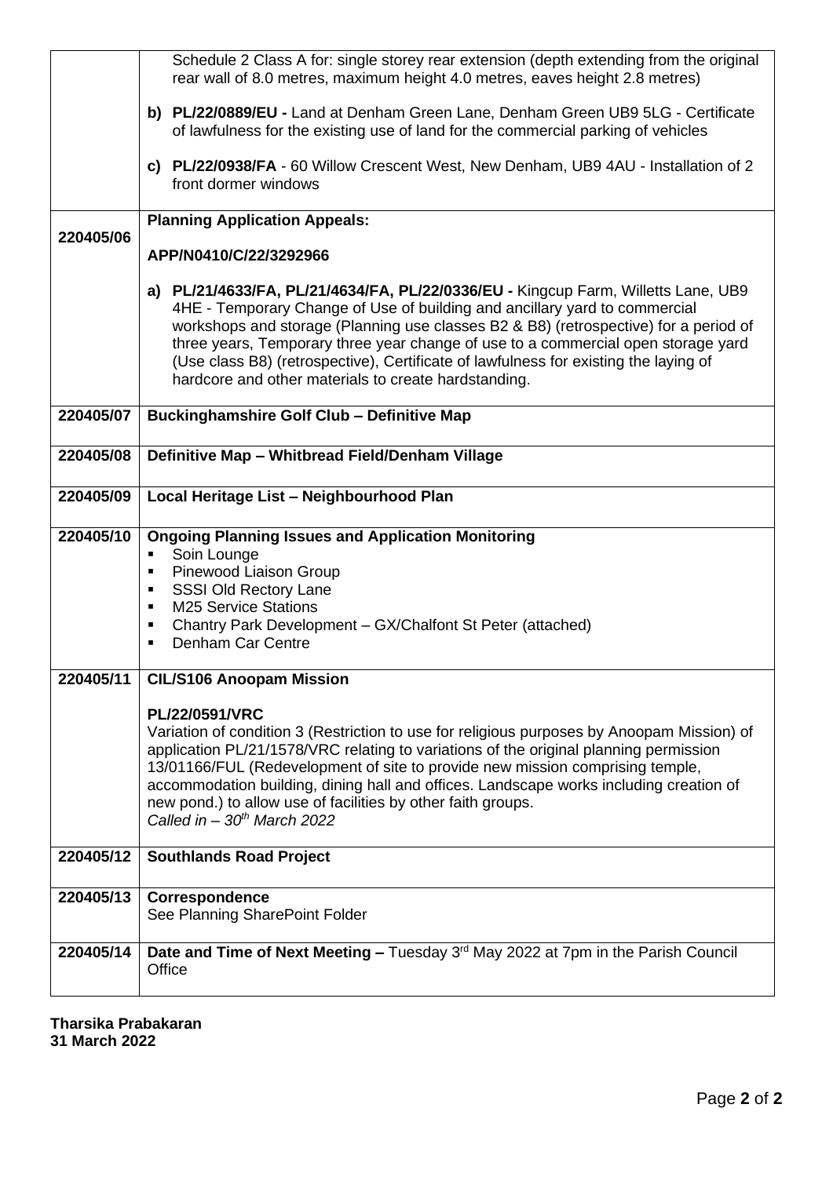| | |
|---|---|
| | Schedule 2 Class A for: single storey rear extension (depth extending from the original rear wall of 8.0 metres, maximum height 4.0 metres, eaves height 2.8 metres)<br><br>**b) PL/22/0889/EU -** Land at Denham Green Lane, Denham Green UB9 5LG - Certificate of lawfulness for the existing use of land for the commercial parking of vehicles<br><br>**c) PL/22/0938/FA** - 60 Willow Crescent West, New Denham, UB9 4AU - Installation of 2 front dormer windows |
| **220405/06** | **Planning Application Appeals:**<br><br>**APP/N0410/C/22/3292966**<br><br>**a) PL/21/4633/FA, PL/21/4634/FA, PL/22/0336/EU -** Kingcup Farm, Willetts Lane, UB9 4HE - Temporary Change of Use of building and ancillary yard to commercial workshops and storage (Planning use classes B2 & B8) (retrospective) for a period of three years, Temporary three year change of use to a commercial open storage yard (Use class B8) (retrospective), Certificate of lawfulness for existing the laying of hardcore and other materials to create hardstanding. |
| **220405/07** | **Buckinghamshire Golf Club – Definitive Map** |
| **220405/08** | **Definitive Map – Whitbread Field/Denham Village** |
| **220405/09** | **Local Heritage List – Neighbourhood Plan** |
| **220405/10** | **Ongoing Planning Issues and Application Monitoring**<br>▪ Soin Lounge<br>▪ Pinewood Liaison Group<br>▪ SSSI Old Rectory Lane<br>▪ M25 Service Stations<br>▪ Chantry Park Development – GX/Chalfont St Peter (attached)<br>▪ Denham Car Centre |
| **220405/11** | **CIL/S106 Anoopam Mission**<br><br>**PL/22/0591/VRC**<br>Variation of condition 3 (Restriction to use for religious purposes by Anoopam Mission) of application PL/21/1578/VRC relating to variations of the original planning permission 13/01166/FUL (Redevelopment of site to provide new mission comprising temple, accommodation building, dining hall and offices. Landscape works including creation of new pond.) to allow use of facilities by other faith groups.<br>*Called in – 30th March 2022* |
| **220405/12** | **Southlands Road Project** |
| **220405/13** | **Correspondence**<br>See Planning SharePoint Folder |
| **220405/14** | **Date and Time of Next Meeting –** Tuesday 3rd May 2022 at 7pm in the Parish Council Office |

**Tharsika Prabakaran**
**31 March 2022**